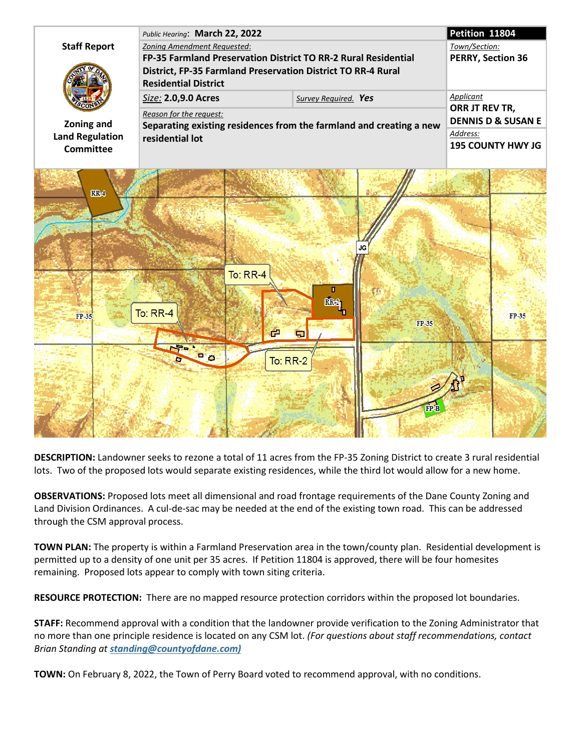| Staff Report | Public Hearing: **March 22, 2022** | | **Petition 11804** |
|---|---|---|---|
| Zoning and Land Regulation Committee | Zoning Amendment Requested: **FP-35 Farmland Preservation District TO RR-2 Rural Residential District, FP-35 Farmland Preservation District TO RR-4 Rural Residential District** | | Town/Section: **PERRY, Section 36** |
| | Size: **2.0,9.0 Acres** | Survey Required. **Yes** | Applicant **ORR JT REV TR, DENNIS D & SUSAN E** |
| | Reason for the request: **Separating existing residences from the farmland and creating a new residential lot** | | Address: **195 COUNTY HWY JG** |

**DESCRIPTION:** Landowner seeks to rezone a total of 11 acres from the FP-35 Zoning District to create 3 rural residential lots. Two of the proposed lots would separate existing residences, while the third lot would allow for a new home.

**OBSERVATIONS:** Proposed lots meet all dimensional and road frontage requirements of the Dane County Zoning and Land Division Ordinances. A cul-de-sac may be needed at the end of the existing town road. This can be addressed through the CSM approval process.

**TOWN PLAN:** The property is within a Farmland Preservation area in the town/county plan. Residential development is permitted up to a density of one unit per 35 acres. If Petition 11804 is approved, there will be four homesites remaining. Proposed lots appear to comply with town siting criteria.

**RESOURCE PROTECTION:** There are no mapped resource protection corridors within the proposed lot boundaries.

**STAFF:** Recommend approval with a condition that the landowner provide verification to the Zoning Administrator that no more than one principle residence is located on any CSM lot. *(For questions about staff recommendations, contact Brian Standing at* ***standing@countyofdane.com)***

**TOWN:** On February 8, 2022, the Town of Perry Board voted to recommend approval, with no conditions.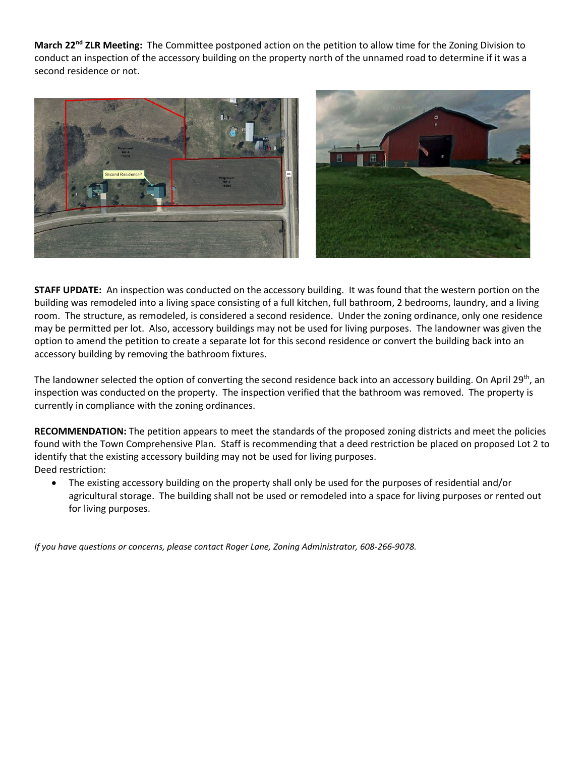**March 22nd ZLR Meeting:** The Committee postponed action on the petition to allow time for the Zoning Division to conduct an inspection of the accessory building on the property north of the unnamed road to determine if it was a second residence or not.

**STAFF UPDATE:** An inspection was conducted on the accessory building. It was found that the western portion on the building was remodeled into a living space consisting of a full kitchen, full bathroom, 2 bedrooms, laundry, and a living room. The structure, as remodeled, is considered a second residence. Under the zoning ordinance, only one residence may be permitted per lot. Also, accessory buildings may not be used for living purposes. The landowner was given the option to amend the petition to create a separate lot for this second residence or convert the building back into an accessory building by removing the bathroom fixtures.

The landowner selected the option of converting the second residence back into an accessory building. On April 29th, an inspection was conducted on the property. The inspection verified that the bathroom was removed. The property is currently in compliance with the zoning ordinances.

**RECOMMENDATION:** The petition appears to meet the standards of the proposed zoning districts and meet the policies found with the Town Comprehensive Plan. Staff is recommending that a deed restriction be placed on proposed Lot 2 to identify that the existing accessory building may not be used for living purposes.
Deed restriction:

- The existing accessory building on the property shall only be used for the purposes of residential and/or agricultural storage. The building shall not be used or remodeled into a space for living purposes or rented out for living purposes.

*If you have questions or concerns, please contact Roger Lane, Zoning Administrator, 608-266-9078.*